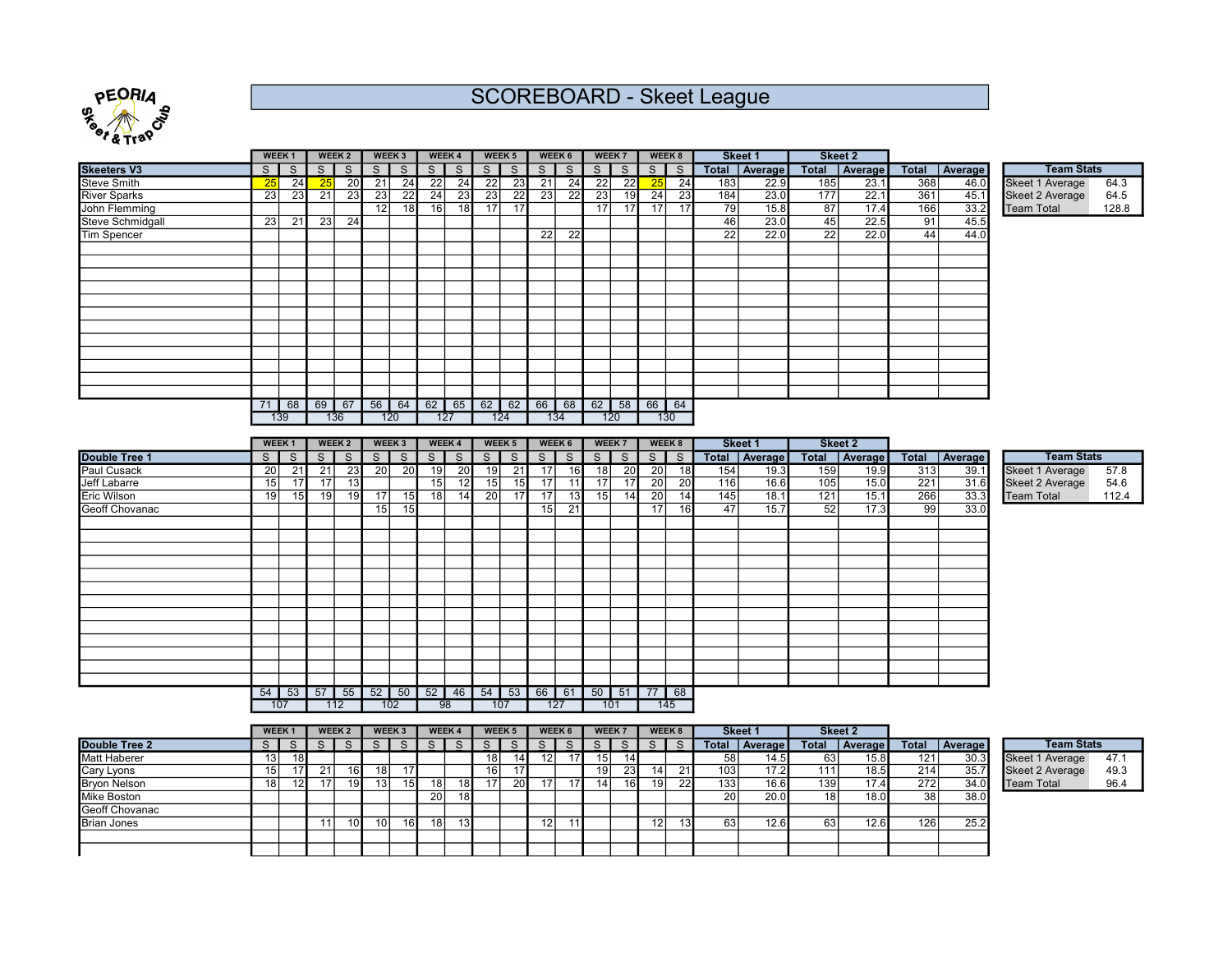# SCOREBOARD - Skeet League

| Skeeters V3 | WEEK 1 | | WEEK 2 | | WEEK 3 | | WEEK 4 | | WEEK 5 | | WEEK 6 | | WEEK 7 | | WEEK 8 | | Skeet 1 | | Skeet 2 | | | |
|---|---|---|---|---|---|---|---|---|---|---|---|---|---|---|---|---|---|---|---|---|---|---|
| | S | S | S | S | S | S | S | S | S | S | S | S | S | S | S | S | Total | Average | Total | Average | Total | Average |
| Steve Smith | 25 | 24 | 25 | 20 | 21 | 24 | 22 | 24 | 22 | 23 | 21 | 24 | 22 | 22 | 25 | 24 | 183 | 22.9 | 185 | 23.1 | 368 | 46.0 |
| River Sparks | 23 | 23 | 21 | 23 | 23 | 22 | 24 | 23 | 23 | 22 | 23 | 22 | 23 | 19 | 24 | 23 | 184 | 23.0 | 177 | 22.1 | 361 | 45.1 |
| John Flemming | | | | | 12 | 18 | 16 | 18 | 17 | 17 | | | 17 | 17 | 17 | 17 | 79 | 15.8 | 87 | 17.4 | 166 | 33.2 |
| Steve Schmidgall | 23 | 21 | 23 | 24 | | | | | | | | | | | | | 46 | 23.0 | 45 | 22.5 | 91 | 45.5 |
| Tim Spencer | | | | | | | | | | | 22 | 22 | | | | | 22 | 22.0 | 22 | 22.0 | 44 | 44.0 |
| | 71 | 68 | 69 | 67 | 56 | 64 | 62 | 65 | 62 | 62 | 66 | 68 | 62 | 58 | 66 | 64 | | | | | | |
| | 139 | | 136 | | 120 | | 127 | | 124 | | 134 | | 120 | | 130 | | | | | | | |

| Team Stats | |
|---|---|
| Skeet 1 Average | 64.3 |
| Skeet 2 Average | 64.5 |
| Team Total | 128.8 |

| Double Tree 1 | WEEK 1 | | WEEK 2 | | WEEK 3 | | WEEK 4 | | WEEK 5 | | WEEK 6 | | WEEK 7 | | WEEK 8 | | Skeet 1 | | Skeet 2 | | | |
|---|---|---|---|---|---|---|---|---|---|---|---|---|---|---|---|---|---|---|---|---|---|---|
| | S | S | S | S | S | S | S | S | S | S | S | S | S | S | S | S | Total | Average | Total | Average | Total | Average |
| Paul Cusack | 20 | 21 | 21 | 23 | 20 | 20 | 19 | 20 | 19 | 21 | 17 | 16 | 18 | 20 | 20 | 18 | 154 | 19.3 | 159 | 19.9 | 313 | 39.1 |
| Jeff Labarre | 15 | 17 | 17 | 13 | | | 15 | 12 | 15 | 15 | 17 | 11 | 17 | 17 | 20 | 20 | 116 | 16.6 | 105 | 15.0 | 221 | 31.6 |
| Eric Wilson | 19 | 15 | 19 | 19 | 17 | 15 | 18 | 14 | 20 | 17 | 17 | 13 | 15 | 14 | 20 | 14 | 145 | 18.1 | 121 | 15.1 | 266 | 33.3 |
| Geoff Chovanac | | | | | 15 | 15 | | | | | 15 | 21 | | | 17 | 16 | 47 | 15.7 | 52 | 17.3 | 99 | 33.0 |
| | 54 | 53 | 57 | 55 | 52 | 50 | 52 | 46 | 54 | 53 | 66 | 61 | 50 | 51 | 77 | 68 | | | | | | |
| | 107 | | 112 | | 102 | | 98 | | 107 | | 127 | | 101 | | 145 | | | | | | | |

| Team Stats | |
|---|---|
| Skeet 1 Average | 57.8 |
| Skeet 2 Average | 54.6 |
| Team Total | 112.4 |

| Double Tree 2 | WEEK 1 | | WEEK 2 | | WEEK 3 | | WEEK 4 | | WEEK 5 | | WEEK 6 | | WEEK 7 | | WEEK 8 | | Skeet 1 | | Skeet 2 | | | |
|---|---|---|---|---|---|---|---|---|---|---|---|---|---|---|---|---|---|---|---|---|---|---|
| | S | S | S | S | S | S | S | S | S | S | S | S | S | S | S | S | Total | Average | Total | Average | Total | Average |
| Matt Haberer | 13 | 18 | | | | | | | 18 | 14 | 12 | 17 | 15 | 14 | | | 58 | 14.5 | 63 | 15.8 | 121 | 30.3 |
| Cary Lyons | 15 | 17 | 21 | 16 | 18 | 17 | | | 16 | 17 | | | 19 | 23 | 14 | 21 | 103 | 17.2 | 111 | 18.5 | 214 | 35.7 |
| Bryon Nelson | 18 | 12 | 17 | 19 | 13 | 15 | 18 | 18 | 17 | 20 | 17 | 17 | 14 | 16 | 19 | 22 | 133 | 16.6 | 139 | 17.4 | 272 | 34.0 |
| Mike Boston | | | | | | | 20 | 18 | | | | | | | | | 20 | 20.0 | 18 | 18.0 | 38 | 38.0 |
| Geoff Chovanac | | | | | | | | | | | | | | | | | | | | | | |
| Brian Jones | | | 11 | 10 | 10 | 16 | 18 | 13 | | | 12 | 11 | | | 12 | 13 | 63 | 12.6 | 63 | 12.6 | 126 | 25.2 |

| Team Stats | |
|---|---|
| Skeet 1 Average | 47.1 |
| Skeet 2 Average | 49.3 |
| Team Total | 96.4 |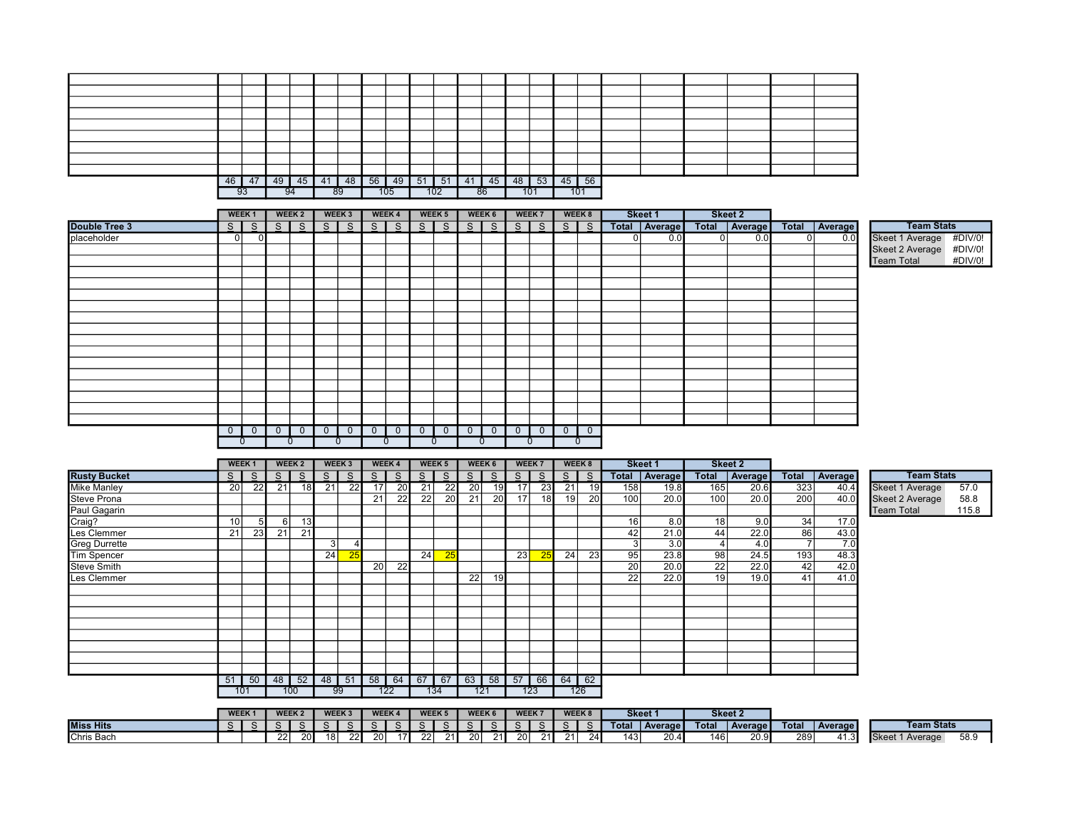| | S | S | S | S | S | S | S | S | S | S | S | S | S | S | S | S | Total | Average | Total | Average | Total | Average |
|---|---|---|---|---|---|---|---|---|---|---|---|---|---|---|---|---|---|---|---|---|---|---|
| | | | | | | | | | | | | | | | | | | | | | | |
| | 46 | 47 | 49 | 45 | 41 | 48 | 56 | 49 | 51 | 51 | 41 | 45 | 48 | 53 | 45 | 56 | | | | | | |
| | 93 | | 94 | | 89 | | 105 | | 102 | | 86 | | 101 | | 101 | | | | | | | |

| | WEEK 1 | | WEEK 2 | | WEEK 3 | | WEEK 4 | | WEEK 5 | | WEEK 6 | | WEEK 7 | | WEEK 8 | | Skeet 1 | | Skeet 2 | | | |
|---|---|---|---|---|---|---|---|---|---|---|---|---|---|---|---|---|---|---|---|---|---|---|
| **Double Tree 3** | S | S | S | S | S | S | S | S | S | S | S | S | S | S | S | S | Total | Average | Total | Average | Total | Average |
| placeholder | 0 | 0 | | | | | | | | | | | | | | | 0 | 0.0 | 0 | 0.0 | 0 | 0.0 |
| | 0 | 0 | 0 | 0 | 0 | 0 | 0 | 0 | 0 | 0 | 0 | 0 | 0 | 0 | 0 | 0 | | | | | | |
| | 0 | | 0 | | 0 | | 0 | | 0 | | 0 | | 0 | | 0 | | | | | | | |

| Team Stats | |
|---|---|
| Skeet 1 Average | #DIV/0! |
| Skeet 2 Average | #DIV/0! |
| Team Total | #DIV/0! |

| | WEEK 1 | | WEEK 2 | | WEEK 3 | | WEEK 4 | | WEEK 5 | | WEEK 6 | | WEEK 7 | | WEEK 8 | | Skeet 1 | | Skeet 2 | | | |
|---|---|---|---|---|---|---|---|---|---|---|---|---|---|---|---|---|---|---|---|---|---|---|
| **Rusty Bucket** | S | S | S | S | S | S | S | S | S | S | S | S | S | S | S | S | Total | Average | Total | Average | Total | Average |
| Mike Manley | 20 | 22 | 21 | 18 | 21 | 22 | 17 | 20 | 21 | 22 | 20 | 19 | 17 | 23 | 21 | 19 | 158 | 19.8 | 165 | 20.6 | 323 | 40.4 |
| Steve Prona | | | | | | | 21 | 22 | 22 | 20 | 21 | 20 | 17 | 18 | 19 | 20 | 100 | 20.0 | 100 | 20.0 | 200 | 40.0 |
| Paul Gagarin | | | | | | | | | | | | | | | | | | | | | | |
| Craig? | 10 | 5 | 6 | 13 | | | | | | | | | | | | | 16 | 8.0 | 18 | 9.0 | 34 | 17.0 |
| Les Clemmer | 21 | 23 | 21 | 21 | | | | | | | | | | | | | 42 | 21.0 | 44 | 22.0 | 86 | 43.0 |
| Greg Durrette | | | | | 3 | 4 | | | | | | | | | | | 3 | 3.0 | 4 | 4.0 | 7 | 7.0 |
| Tim Spencer | | | | | 24 | 25 | | | 24 | 25 | | | 23 | 25 | 24 | 23 | 95 | 23.8 | 98 | 24.5 | 193 | 48.3 |
| Steve Smith | | | | | | | 20 | 22 | | | | | | | | | 20 | 20.0 | 22 | 22.0 | 42 | 42.0 |
| Les Clemmer | | | | | | | | | | | 22 | 19 | | | | | 22 | 22.0 | 19 | 19.0 | 41 | 41.0 |
| | 51 | 50 | 48 | 52 | 48 | 51 | 58 | 64 | 67 | 67 | 63 | 58 | 57 | 66 | 64 | 62 | | | | | | |
| | 101 | | 100 | | 99 | | 122 | | 134 | | 121 | | 123 | | 126 | | | | | | | |

| Team Stats | |
|---|---|
| Skeet 1 Average | 57.0 |
| Skeet 2 Average | 58.8 |
| Team Total | 115.8 |

| | WEEK 1 | | WEEK 2 | | WEEK 3 | | WEEK 4 | | WEEK 5 | | WEEK 6 | | WEEK 7 | | WEEK 8 | | Skeet 1 | | Skeet 2 | | | |
|---|---|---|---|---|---|---|---|---|---|---|---|---|---|---|---|---|---|---|---|---|---|---|
| **Miss Hits** | S | S | S | S | S | S | S | S | S | S | S | S | S | S | S | S | Total | Average | Total | Average | Total | Average |
| Chris Bach | | | 22 | 20 | 18 | 22 | 20 | 17 | 22 | 21 | 20 | 21 | 20 | 21 | 21 | 24 | 143 | 20.4 | 146 | 20.9 | 289 | 41.3 |

| Team Stats | |
|---|---|
| Skeet 1 Average | 58.9 |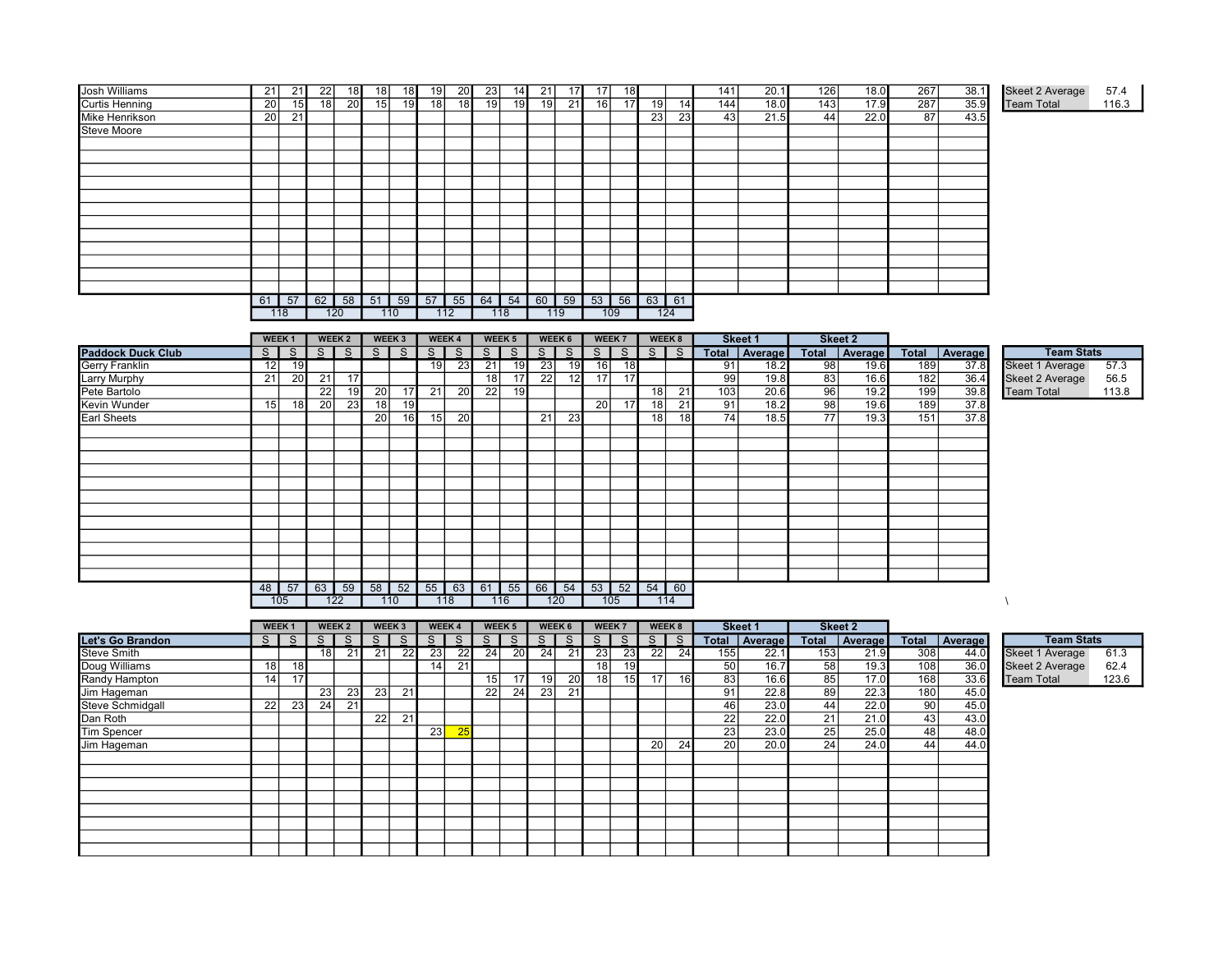| | | | | | | | | | | | | | | | | | | | | | | |
|---|---|---|---|---|---|---|---|---|---|---|---|---|---|---|---|---|---|---|---|---|---|---|
| Josh Williams | 21 | 21 | 22 | 18 | 18 | 18 | 19 | 20 | 23 | 14 | 21 | 17 | 17 | 18 | | | 141 | 20.1 | 126 | 18.0 | 267 | 38.1 |
| Curtis Henning | 20 | 15 | 18 | 20 | 15 | 19 | 18 | 18 | 19 | 19 | 19 | 21 | 16 | 17 | 19 | 14 | 144 | 18.0 | 143 | 17.9 | 287 | 35.9 |
| Mike Henrikson | 20 | 21 | | | | | | | | | | | | | 23 | 23 | 43 | 21.5 | 44 | 22.0 | 87 | 43.5 |
| Steve Moore | | | | | | | | | | | | | | | | | | | | | | |
| | 61 | 57 | 62 | 58 | 51 | 59 | 57 | 55 | 64 | 54 | 60 | 59 | 53 | 56 | 63 | 61 | | | | | | |
| | 118 | | 120 | | 110 | | 112 | | 118 | | 119 | | 109 | | 124 | | | | | | | |

| | |
|---|---|
| Skeet 2 Average | 57.4 |
| Team Total | 116.3 |

| | WEEK 1 | | WEEK 2 | | WEEK 3 | | WEEK 4 | | WEEK 5 | | WEEK 6 | | WEEK 7 | | WEEK 8 | | Skeet 1 | | Skeet 2 | | | |
|---|---|---|---|---|---|---|---|---|---|---|---|---|---|---|---|---|---|---|---|---|---|---|
| **Paddock Duck Club** | S | S | S | S | S | S | S | S | S | S | S | S | S | S | S | S | Total | Average | Total | Average | Total | Average |
| Gerry Franklin | 12 | 19 | | | | | 19 | 23 | 21 | 19 | 23 | 19 | 16 | 18 | | | 91 | 18.2 | 98 | 19.6 | 189 | 37.8 |
| Larry Murphy | 21 | 20 | 21 | 17 | | | | | 18 | 17 | 22 | 12 | 17 | 17 | | | 99 | 19.8 | 83 | 16.6 | 182 | 36.4 |
| Pete Bartolo | | | 22 | 19 | 20 | 17 | 21 | 20 | 22 | 19 | | | | | 18 | 21 | 103 | 20.6 | 96 | 19.2 | 199 | 39.8 |
| Kevin Wunder | 15 | 18 | 20 | 23 | 18 | 19 | | | | | | | 20 | 17 | 18 | 21 | 91 | 18.2 | 98 | 19.6 | 189 | 37.8 |
| Earl Sheets | | | | | 20 | 16 | 15 | 20 | | | 21 | 23 | | | 18 | 18 | 74 | 18.5 | 77 | 19.3 | 151 | 37.8 |
| | 48 | 57 | 63 | 59 | 58 | 52 | 55 | 63 | 61 | 55 | 66 | 54 | 53 | 52 | 54 | 60 | | | | | | |
| | 105 | | 122 | | 110 | | 118 | | 116 | | 120 | | 105 | | 114 | | | | | | | |

| Team Stats | |
|---|---|
| Skeet 1 Average | 57.3 |
| Skeet 2 Average | 56.5 |
| Team Total | 113.8 |

\

| | WEEK 1 | | WEEK 2 | | WEEK 3 | | WEEK 4 | | WEEK 5 | | WEEK 6 | | WEEK 7 | | WEEK 8 | | Skeet 1 | | Skeet 2 | | | |
|---|---|---|---|---|---|---|---|---|---|---|---|---|---|---|---|---|---|---|---|---|---|---|
| **Let's Go Brandon** | S | S | S | S | S | S | S | S | S | S | S | S | S | S | S | S | Total | Average | Total | Average | Total | Average |
| Steve Smith | | | 18 | 21 | 21 | 22 | 23 | 22 | 24 | 20 | 24 | 21 | 23 | 23 | 22 | 24 | 155 | 22.1 | 153 | 21.9 | 308 | 44.0 |
| Doug Williams | 18 | 18 | | | | | 14 | 21 | | | | | 18 | 19 | | | 50 | 16.7 | 58 | 19.3 | 108 | 36.0 |
| Randy Hampton | 14 | 17 | | | | | | | 15 | 17 | 19 | 20 | 18 | 15 | 17 | 16 | 83 | 16.6 | 85 | 17.0 | 168 | 33.6 |
| Jim Hageman | | | 23 | 23 | 23 | 21 | | | 22 | 24 | 23 | 21 | | | | | 91 | 22.8 | 89 | 22.3 | 180 | 45.0 |
| Steve Schmidgall | 22 | 23 | 24 | 21 | | | | | | | | | | | | | 46 | 23.0 | 44 | 22.0 | 90 | 45.0 |
| Dan Roth | | | | | 22 | 21 | | | | | | | | | | | 22 | 22.0 | 21 | 21.0 | 43 | 43.0 |
| Tim Spencer | | | | | | | 23 | 25 | | | | | | | | | 23 | 23.0 | 25 | 25.0 | 48 | 48.0 |
| Jim Hageman | | | | | | | | | | | | | | | 20 | 24 | 20 | 20.0 | 24 | 24.0 | 44 | 44.0 |

| Team Stats | |
|---|---|
| Skeet 1 Average | 61.3 |
| Skeet 2 Average | 62.4 |
| Team Total | 123.6 |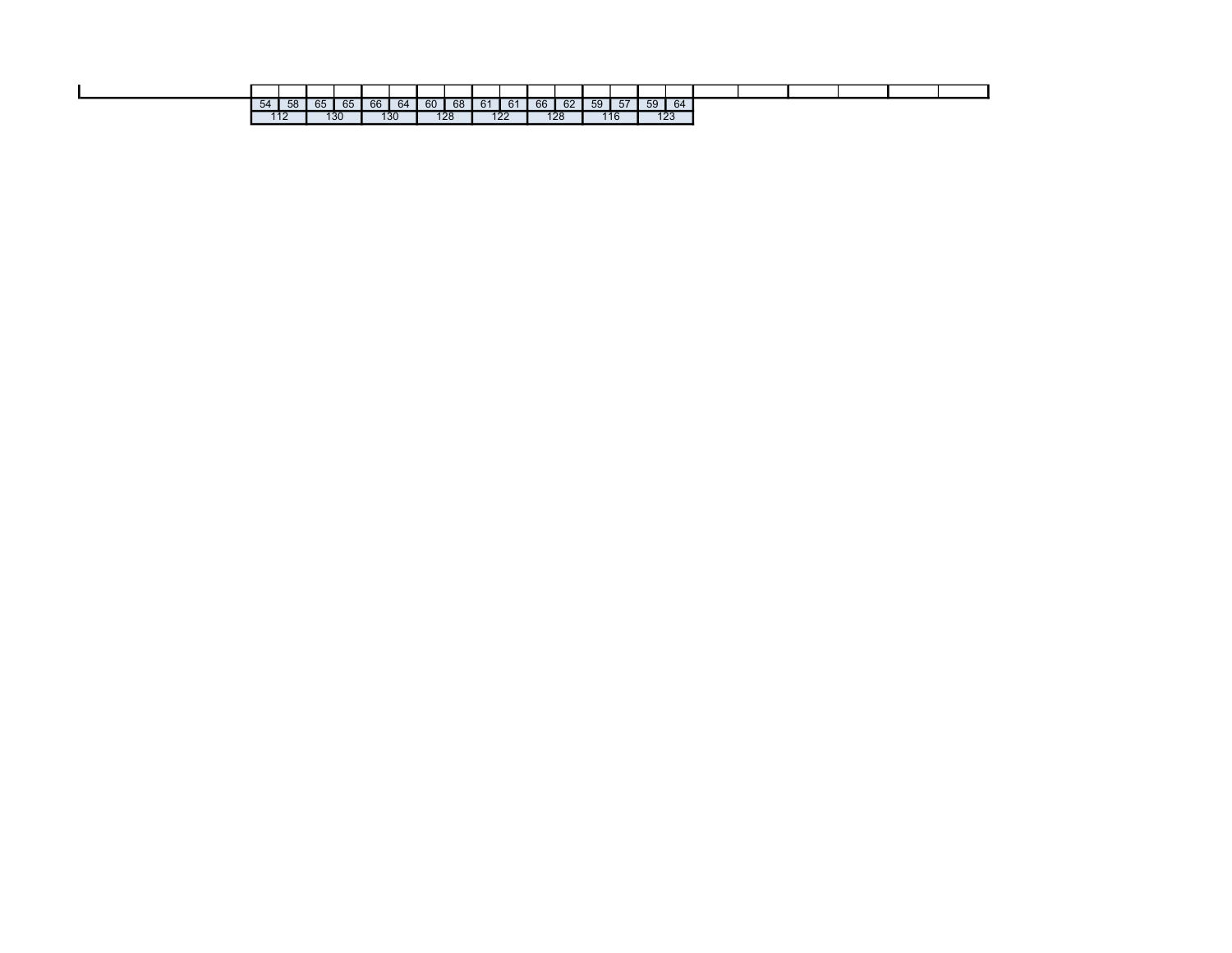| | | | | | | | | | | | | | | | |
|---|---|---|---|---|---|---|---|---|---|---|---|---|---|---|---|
| 54 | 58 | 65 | 65 | 66 | 64 | 60 | 68 | 61 | 61 | 66 | 62 | 59 | 57 | 59 | 64 |
| 112 | | 130 | | 130 | | 128 | | 122 | | 128 | | 116 | | 123 | |